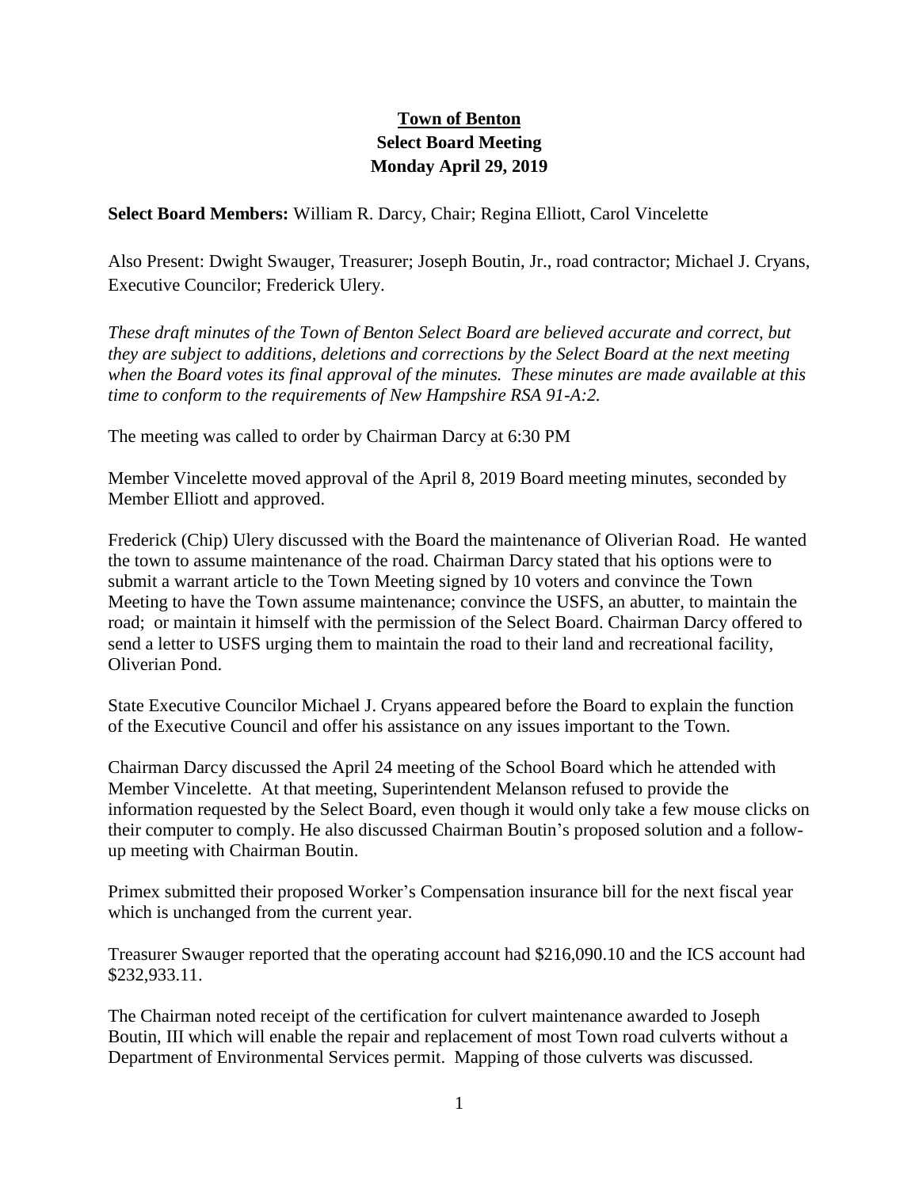# Town of Benton
## Select Board Meeting
## Monday April 29, 2019

**Select Board Members:** William R. Darcy, Chair; Regina Elliott, Carol Vincelette

Also Present: Dwight Swauger, Treasurer; Joseph Boutin, Jr., road contractor; Michael J. Cryans, Executive Councilor; Frederick Ulery.

*These draft minutes of the Town of Benton Select Board are believed accurate and correct, but they are subject to additions, deletions and corrections by the Select Board at the next meeting when the Board votes its final approval of the minutes. These minutes are made available at this time to conform to the requirements of New Hampshire RSA 91-A:2.*

The meeting was called to order by Chairman Darcy at 6:30 PM

Member Vincelette moved approval of the April 8, 2019 Board meeting minutes, seconded by Member Elliott and approved.

Frederick (Chip) Ulery discussed with the Board the maintenance of Oliverian Road. He wanted the town to assume maintenance of the road. Chairman Darcy stated that his options were to submit a warrant article to the Town Meeting signed by 10 voters and convince the Town Meeting to have the Town assume maintenance; convince the USFS, an abutter, to maintain the road; or maintain it himself with the permission of the Select Board. Chairman Darcy offered to send a letter to USFS urging them to maintain the road to their land and recreational facility, Oliverian Pond.

State Executive Councilor Michael J. Cryans appeared before the Board to explain the function of the Executive Council and offer his assistance on any issues important to the Town.

Chairman Darcy discussed the April 24 meeting of the School Board which he attended with Member Vincelette. At that meeting, Superintendent Melanson refused to provide the information requested by the Select Board, even though it would only take a few mouse clicks on their computer to comply. He also discussed Chairman Boutin's proposed solution and a follow-up meeting with Chairman Boutin.

Primex submitted their proposed Worker's Compensation insurance bill for the next fiscal year which is unchanged from the current year.

Treasurer Swauger reported that the operating account had $216,090.10 and the ICS account had $232,933.11.

The Chairman noted receipt of the certification for culvert maintenance awarded to Joseph Boutin, III which will enable the repair and replacement of most Town road culverts without a Department of Environmental Services permit. Mapping of those culverts was discussed.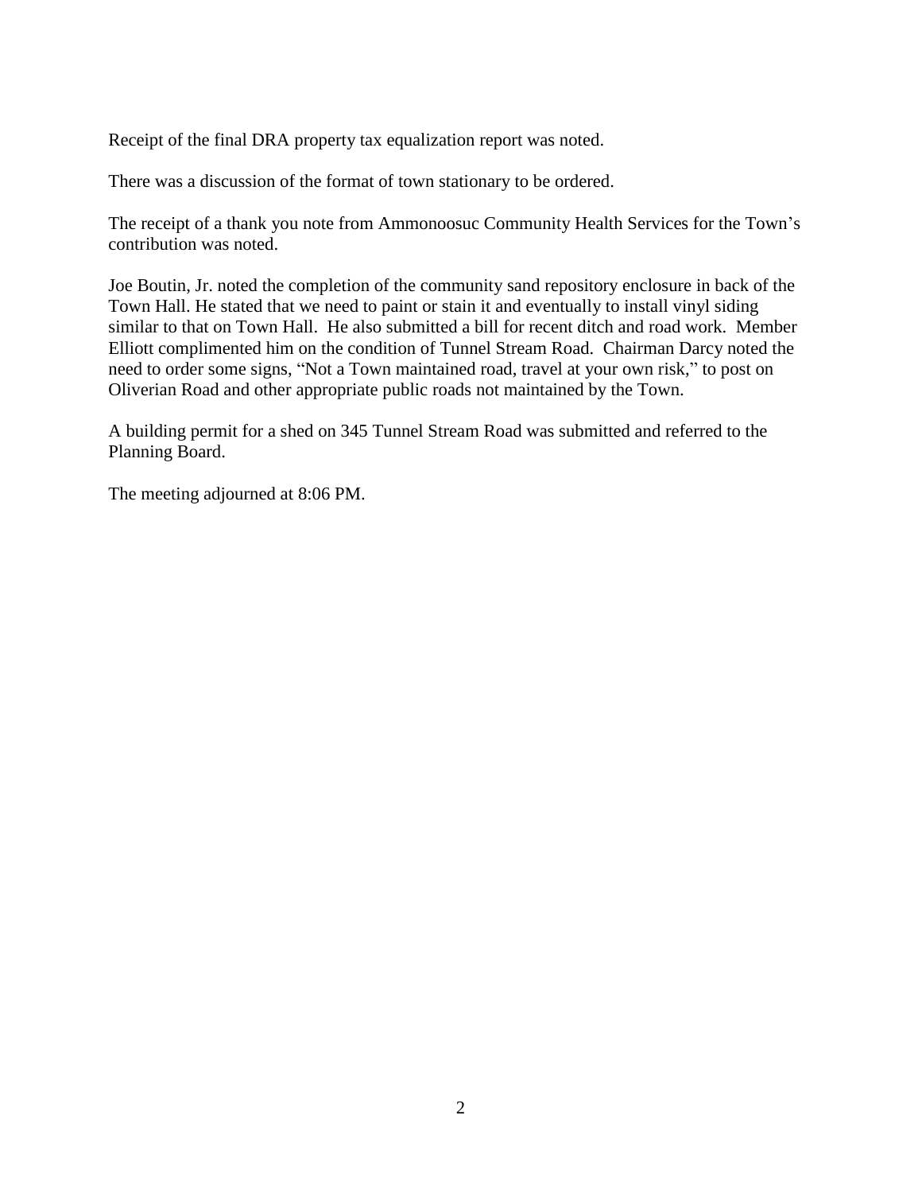Receipt of the final DRA property tax equalization report was noted.

There was a discussion of the format of town stationary to be ordered.

The receipt of a thank you note from Ammonoosuc Community Health Services for the Town's contribution was noted.

Joe Boutin, Jr. noted the completion of the community sand repository enclosure in back of the Town Hall. He stated that we need to paint or stain it and eventually to install vinyl siding similar to that on Town Hall. He also submitted a bill for recent ditch and road work. Member Elliott complimented him on the condition of Tunnel Stream Road. Chairman Darcy noted the need to order some signs, "Not a Town maintained road, travel at your own risk," to post on Oliverian Road and other appropriate public roads not maintained by the Town.

A building permit for a shed on 345 Tunnel Stream Road was submitted and referred to the Planning Board.

The meeting adjourned at 8:06 PM.